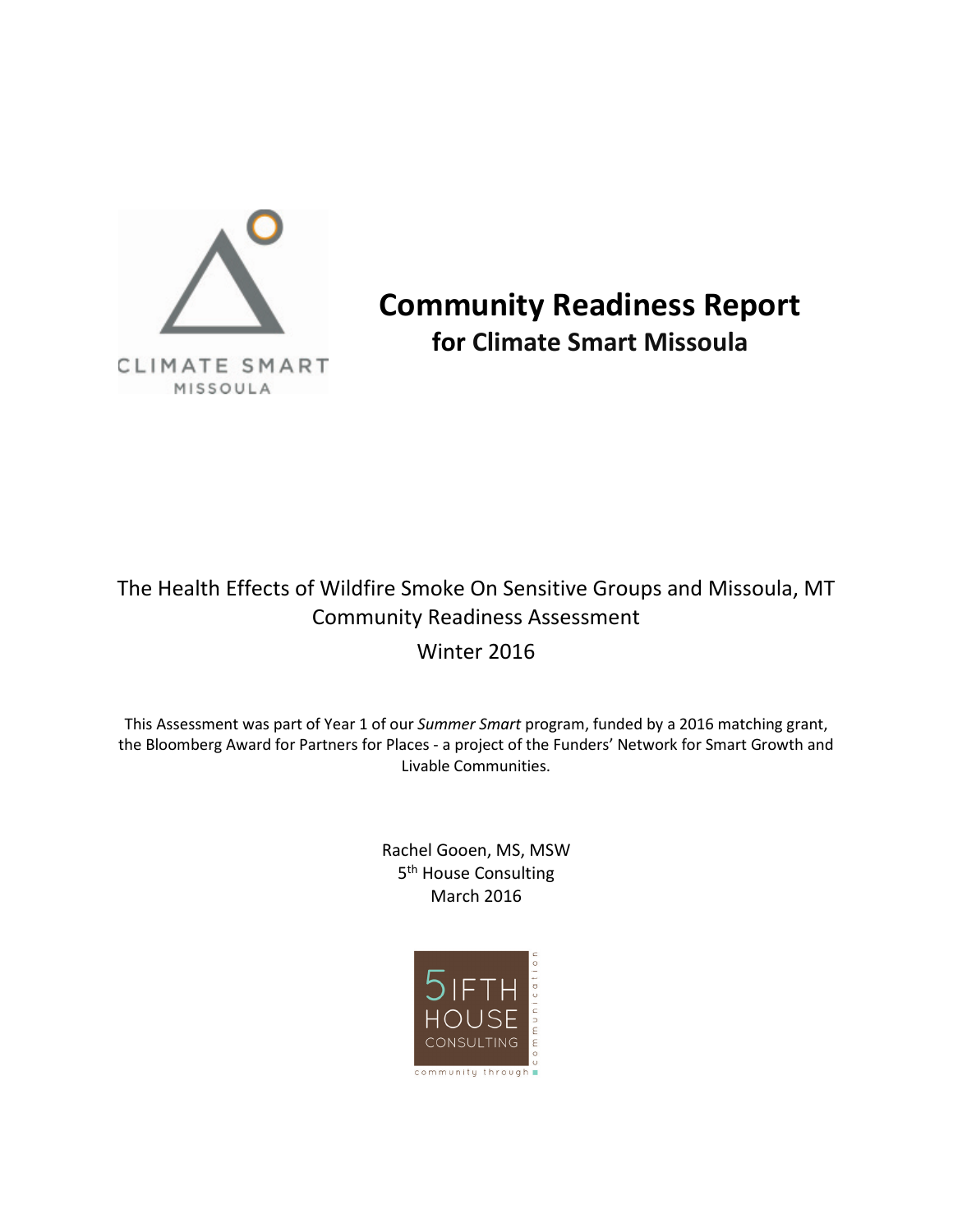CLIMATE SMART
MISSOULA

# Community Readiness Report
## for Climate Smart Missoula

The Health Effects of Wildfire Smoke On Sensitive Groups and Missoula, MT
Community Readiness Assessment
Winter 2016

This Assessment was part of Year 1 of our *Summer Smart* program, funded by a 2016 matching grant, the Bloomberg Award for Partners for Places - a project of the Funders' Network for Smart Growth and Livable Communities.

Rachel Gooen, MS, MSW
5th House Consulting
March 2016

5IFTH HOUSE CONSULTING
community through communication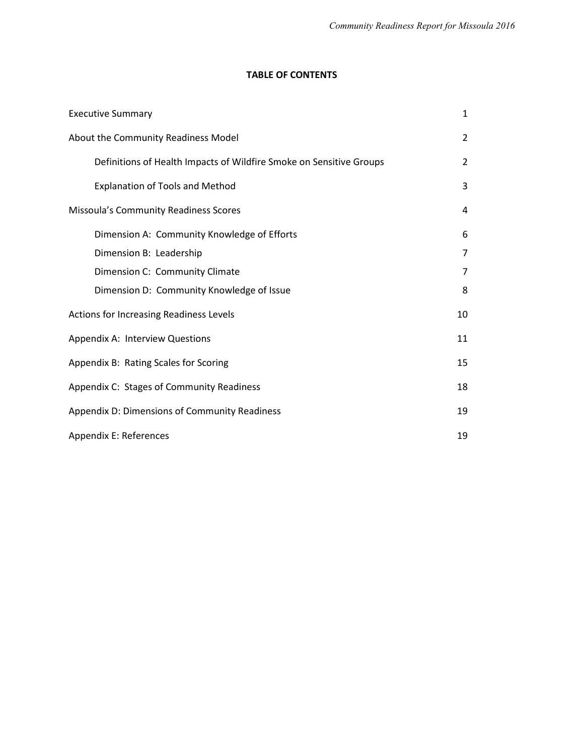**TABLE OF CONTENTS**

| | |
|---|---|
| Executive Summary | 1 |
| About the Community Readiness Model | 2 |
| Definitions of Health Impacts of Wildfire Smoke on Sensitive Groups | 2 |
| Explanation of Tools and Method | 3 |
| Missoula's Community Readiness Scores | 4 |
| Dimension A: Community Knowledge of Efforts | 6 |
| Dimension B: Leadership | 7 |
| Dimension C: Community Climate | 7 |
| Dimension D: Community Knowledge of Issue | 8 |
| Actions for Increasing Readiness Levels | 10 |
| Appendix A: Interview Questions | 11 |
| Appendix B: Rating Scales for Scoring | 15 |
| Appendix C: Stages of Community Readiness | 18 |
| Appendix D: Dimensions of Community Readiness | 19 |
| Appendix E: References | 19 |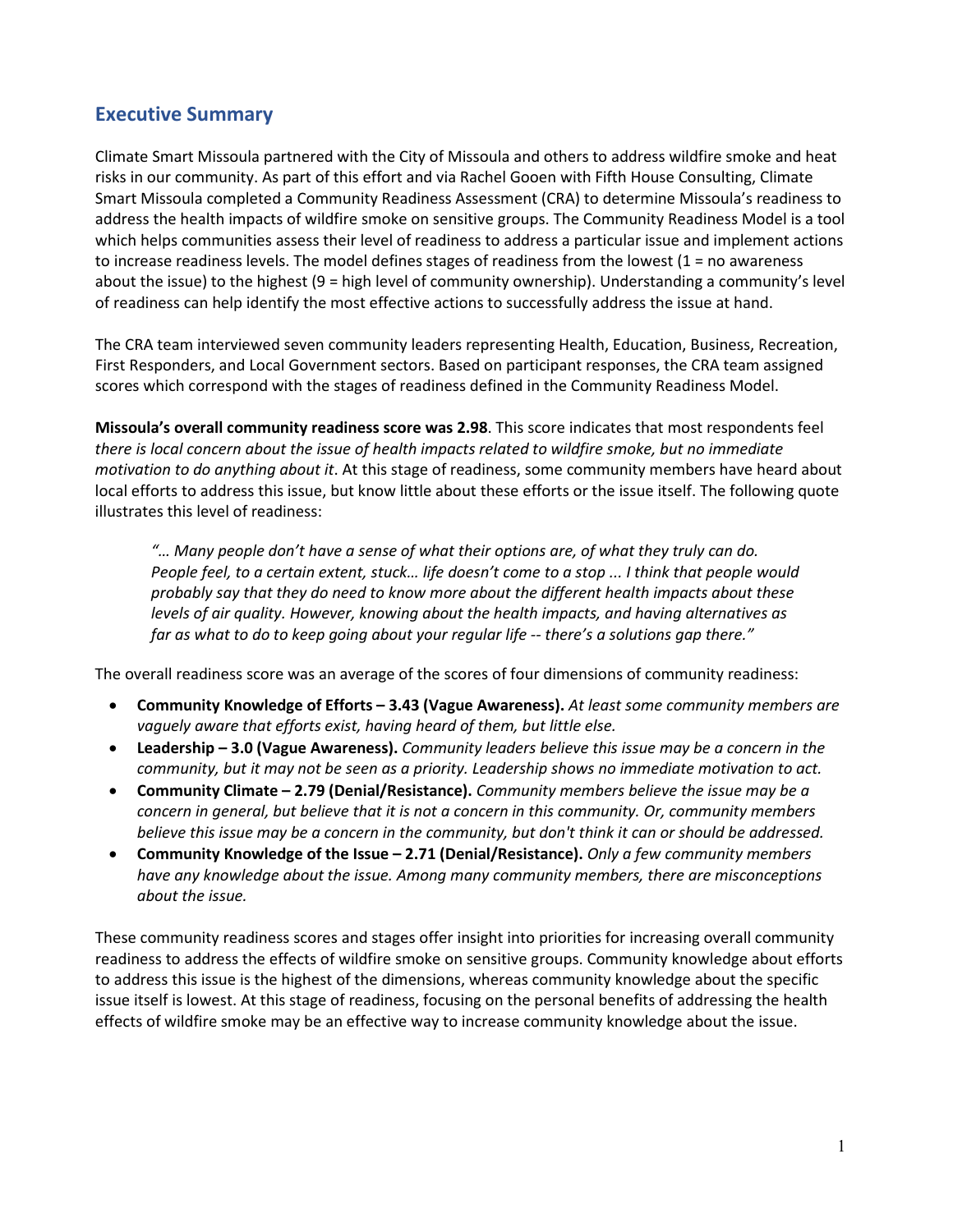## Executive Summary

Climate Smart Missoula partnered with the City of Missoula and others to address wildfire smoke and heat risks in our community. As part of this effort and via Rachel Gooen with Fifth House Consulting, Climate Smart Missoula completed a Community Readiness Assessment (CRA) to determine Missoula's readiness to address the health impacts of wildfire smoke on sensitive groups. The Community Readiness Model is a tool which helps communities assess their level of readiness to address a particular issue and implement actions to increase readiness levels. The model defines stages of readiness from the lowest (1 = no awareness about the issue) to the highest (9 = high level of community ownership). Understanding a community's level of readiness can help identify the most effective actions to successfully address the issue at hand.

The CRA team interviewed seven community leaders representing Health, Education, Business, Recreation, First Responders, and Local Government sectors. Based on participant responses, the CRA team assigned scores which correspond with the stages of readiness defined in the Community Readiness Model.

**Missoula's overall community readiness score was 2.98**. This score indicates that most respondents feel *there is local concern about the issue of health impacts related to wildfire smoke, but no immediate motivation to do anything about it*. At this stage of readiness, some community members have heard about local efforts to address this issue, but know little about these efforts or the issue itself. The following quote illustrates this level of readiness:

> *"… Many people don't have a sense of what their options are, of what they truly can do. People feel, to a certain extent, stuck… life doesn't come to a stop ... I think that people would probably say that they do need to know more about the different health impacts about these levels of air quality. However, knowing about the health impacts, and having alternatives as far as what to do to keep going about your regular life -- there's a solutions gap there."*

The overall readiness score was an average of the scores of four dimensions of community readiness:

- **Community Knowledge of Efforts – 3.43 (Vague Awareness).** *At least some community members are vaguely aware that efforts exist, having heard of them, but little else.*
- **Leadership – 3.0 (Vague Awareness).** *Community leaders believe this issue may be a concern in the community, but it may not be seen as a priority. Leadership shows no immediate motivation to act.*
- **Community Climate – 2.79 (Denial/Resistance).** *Community members believe the issue may be a concern in general, but believe that it is not a concern in this community. Or, community members believe this issue may be a concern in the community, but don't think it can or should be addressed.*
- **Community Knowledge of the Issue – 2.71 (Denial/Resistance).** *Only a few community members have any knowledge about the issue. Among many community members, there are misconceptions about the issue.*

These community readiness scores and stages offer insight into priorities for increasing overall community readiness to address the effects of wildfire smoke on sensitive groups. Community knowledge about efforts to address this issue is the highest of the dimensions, whereas community knowledge about the specific issue itself is lowest. At this stage of readiness, focusing on the personal benefits of addressing the health effects of wildfire smoke may be an effective way to increase community knowledge about the issue.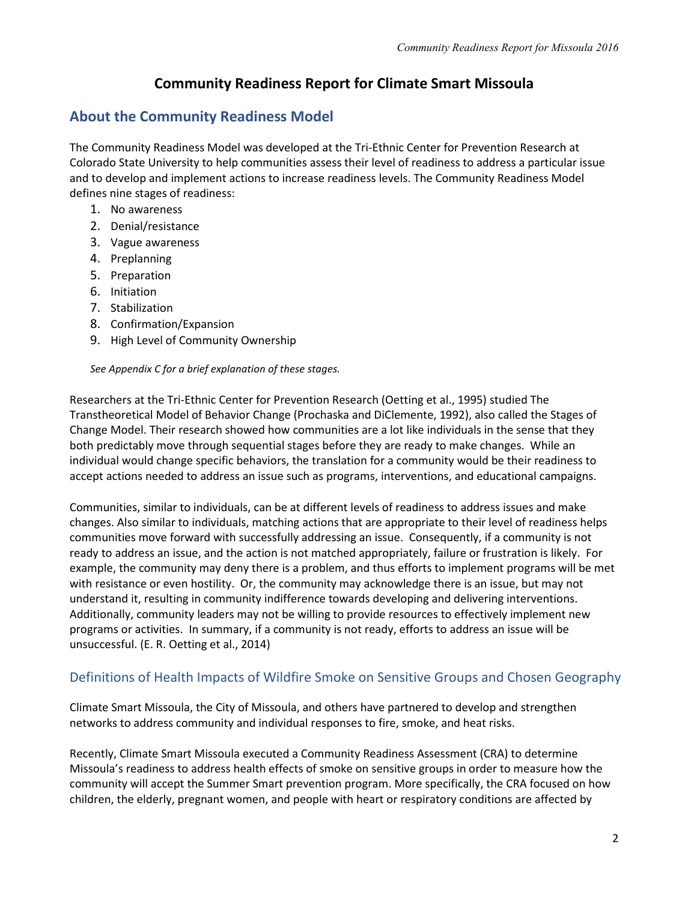# Community Readiness Report for Climate Smart Missoula

## About the Community Readiness Model

The Community Readiness Model was developed at the Tri-Ethnic Center for Prevention Research at Colorado State University to help communities assess their level of readiness to address a particular issue and to develop and implement actions to increase readiness levels. The Community Readiness Model defines nine stages of readiness:

1. No awareness
2. Denial/resistance
3. Vague awareness
4. Preplanning
5. Preparation
6. Initiation
7. Stabilization
8. Confirmation/Expansion
9. High Level of Community Ownership

*See Appendix C for a brief explanation of these stages.*

Researchers at the Tri-Ethnic Center for Prevention Research (Oetting et al., 1995) studied The Transtheoretical Model of Behavior Change (Prochaska and DiClemente, 1992), also called the Stages of Change Model. Their research showed how communities are a lot like individuals in the sense that they both predictably move through sequential stages before they are ready to make changes. While an individual would change specific behaviors, the translation for a community would be their readiness to accept actions needed to address an issue such as programs, interventions, and educational campaigns.

Communities, similar to individuals, can be at different levels of readiness to address issues and make changes. Also similar to individuals, matching actions that are appropriate to their level of readiness helps communities move forward with successfully addressing an issue. Consequently, if a community is not ready to address an issue, and the action is not matched appropriately, failure or frustration is likely. For example, the community may deny there is a problem, and thus efforts to implement programs will be met with resistance or even hostility. Or, the community may acknowledge there is an issue, but may not understand it, resulting in community indifference towards developing and delivering interventions. Additionally, community leaders may not be willing to provide resources to effectively implement new programs or activities. In summary, if a community is not ready, efforts to address an issue will be unsuccessful. (E. R. Oetting et al., 2014)

### Definitions of Health Impacts of Wildfire Smoke on Sensitive Groups and Chosen Geography

Climate Smart Missoula, the City of Missoula, and others have partnered to develop and strengthen networks to address community and individual responses to fire, smoke, and heat risks.

Recently, Climate Smart Missoula executed a Community Readiness Assessment (CRA) to determine Missoula's readiness to address health effects of smoke on sensitive groups in order to measure how the community will accept the Summer Smart prevention program. More specifically, the CRA focused on how children, the elderly, pregnant women, and people with heart or respiratory conditions are affected by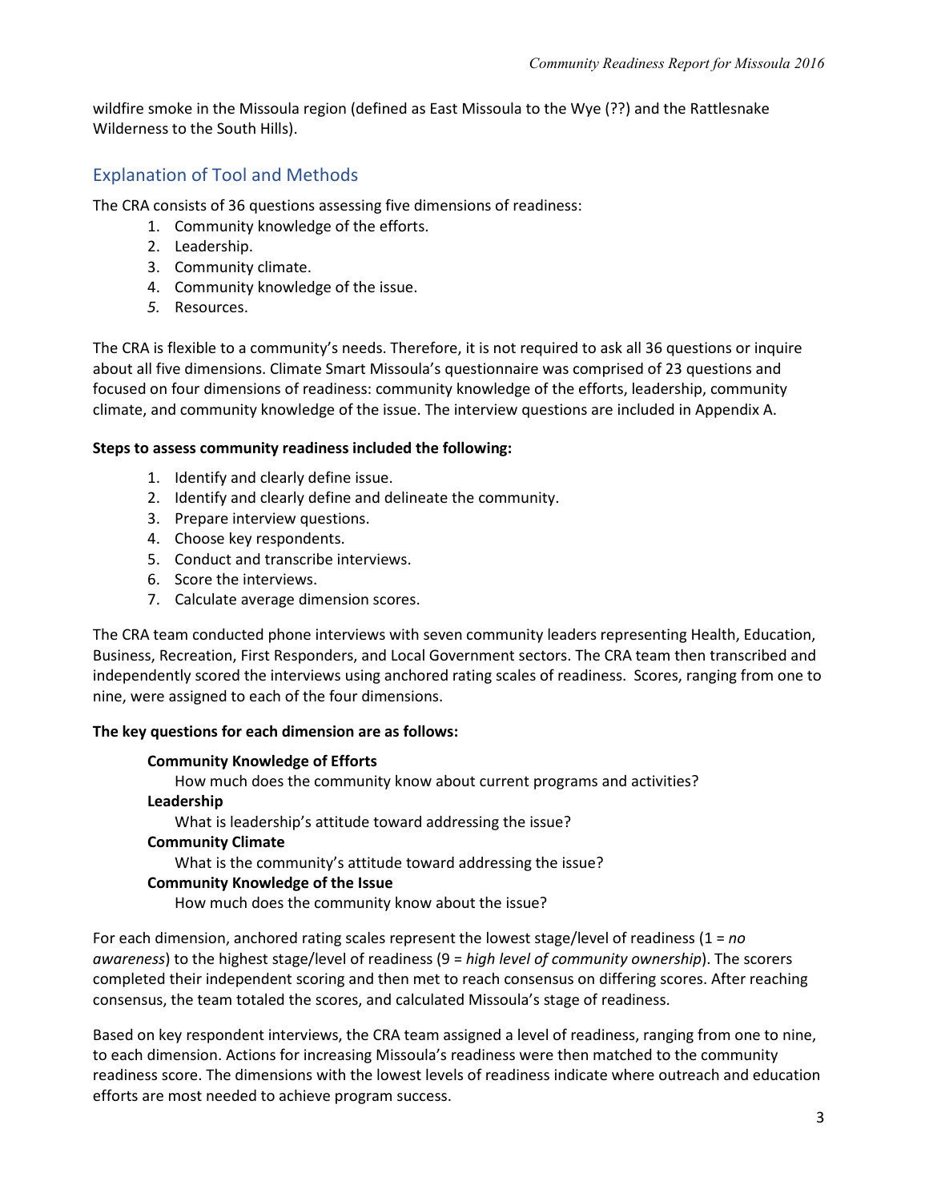wildfire smoke in the Missoula region (defined as East Missoula to the Wye (??) and the Rattlesnake Wilderness to the South Hills).

## Explanation of Tool and Methods

The CRA consists of 36 questions assessing five dimensions of readiness:

1. Community knowledge of the efforts.
2. Leadership.
3. Community climate.
4. Community knowledge of the issue.
5. Resources.

The CRA is flexible to a community's needs. Therefore, it is not required to ask all 36 questions or inquire about all five dimensions. Climate Smart Missoula's questionnaire was comprised of 23 questions and focused on four dimensions of readiness: community knowledge of the efforts, leadership, community climate, and community knowledge of the issue. The interview questions are included in Appendix A.

**Steps to assess community readiness included the following:**

1. Identify and clearly define issue.
2. Identify and clearly define and delineate the community.
3. Prepare interview questions.
4. Choose key respondents.
5. Conduct and transcribe interviews.
6. Score the interviews.
7. Calculate average dimension scores.

The CRA team conducted phone interviews with seven community leaders representing Health, Education, Business, Recreation, First Responders, and Local Government sectors. The CRA team then transcribed and independently scored the interviews using anchored rating scales of readiness. Scores, ranging from one to nine, were assigned to each of the four dimensions.

**The key questions for each dimension are as follows:**

**Community Knowledge of Efforts**
How much does the community know about current programs and activities?

**Leadership**
What is leadership's attitude toward addressing the issue?

**Community Climate**
What is the community's attitude toward addressing the issue?

**Community Knowledge of the Issue**
How much does the community know about the issue?

For each dimension, anchored rating scales represent the lowest stage/level of readiness (1 = *no awareness*) to the highest stage/level of readiness (9 = *high level of community ownership*). The scorers completed their independent scoring and then met to reach consensus on differing scores. After reaching consensus, the team totaled the scores, and calculated Missoula's stage of readiness.

Based on key respondent interviews, the CRA team assigned a level of readiness, ranging from one to nine, to each dimension. Actions for increasing Missoula's readiness were then matched to the community readiness score. The dimensions with the lowest levels of readiness indicate where outreach and education efforts are most needed to achieve program success.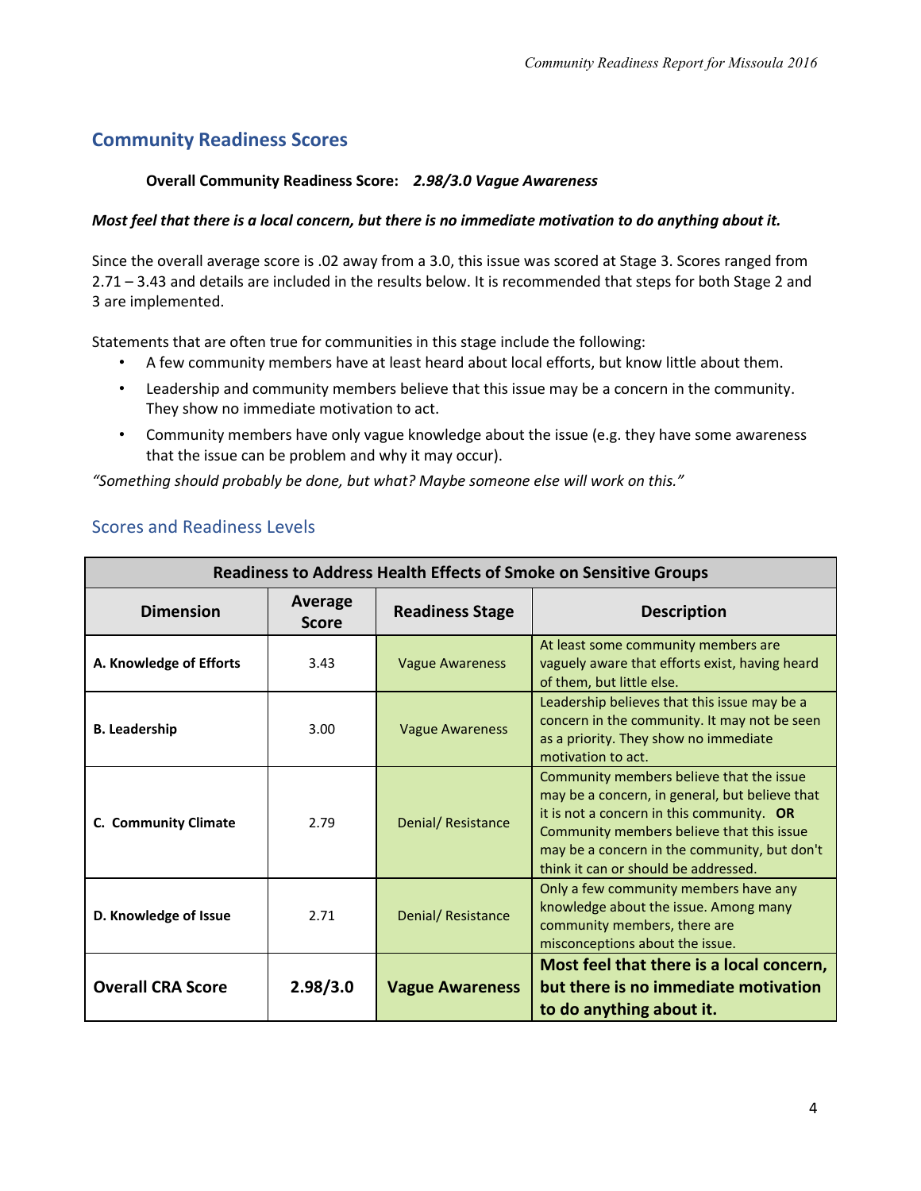## Community Readiness Scores

**Overall Community Readiness Score:** ***2.98/3.0 Vague Awareness***

***Most feel that there is a local concern, but there is no immediate motivation to do anything about it.***

Since the overall average score is .02 away from a 3.0, this issue was scored at Stage 3. Scores ranged from 2.71 – 3.43 and details are included in the results below. It is recommended that steps for both Stage 2 and 3 are implemented.

Statements that are often true for communities in this stage include the following:

- A few community members have at least heard about local efforts, but know little about them.
- Leadership and community members believe that this issue may be a concern in the community. They show no immediate motivation to act.
- Community members have only vague knowledge about the issue (e.g. they have some awareness that the issue can be problem and why it may occur).

*"Something should probably be done, but what? Maybe someone else will work on this."*

### Scores and Readiness Levels

| Readiness to Address Health Effects of Smoke on Sensitive Groups | | | |
|---|---|---|---|
| **Dimension** | **Average Score** | **Readiness Stage** | **Description** |
| **A. Knowledge of Efforts** | 3.43 | Vague Awareness | At least some community members are vaguely aware that efforts exist, having heard of them, but little else. |
| **B. Leadership** | 3.00 | Vague Awareness | Leadership believes that this issue may be a concern in the community. It may not be seen as a priority. They show no immediate motivation to act. |
| **C. Community Climate** | 2.79 | Denial/ Resistance | Community members believe that the issue may be a concern, in general, but believe that it is not a concern in this community. **OR** Community members believe that this issue may be a concern in the community, but don't think it can or should be addressed. |
| **D. Knowledge of Issue** | 2.71 | Denial/ Resistance | Only a few community members have any knowledge about the issue. Among many community members, there are misconceptions about the issue. |
| **Overall CRA Score** | **2.98/3.0** | **Vague Awareness** | **Most feel that there is a local concern, but there is no immediate motivation to do anything about it.** |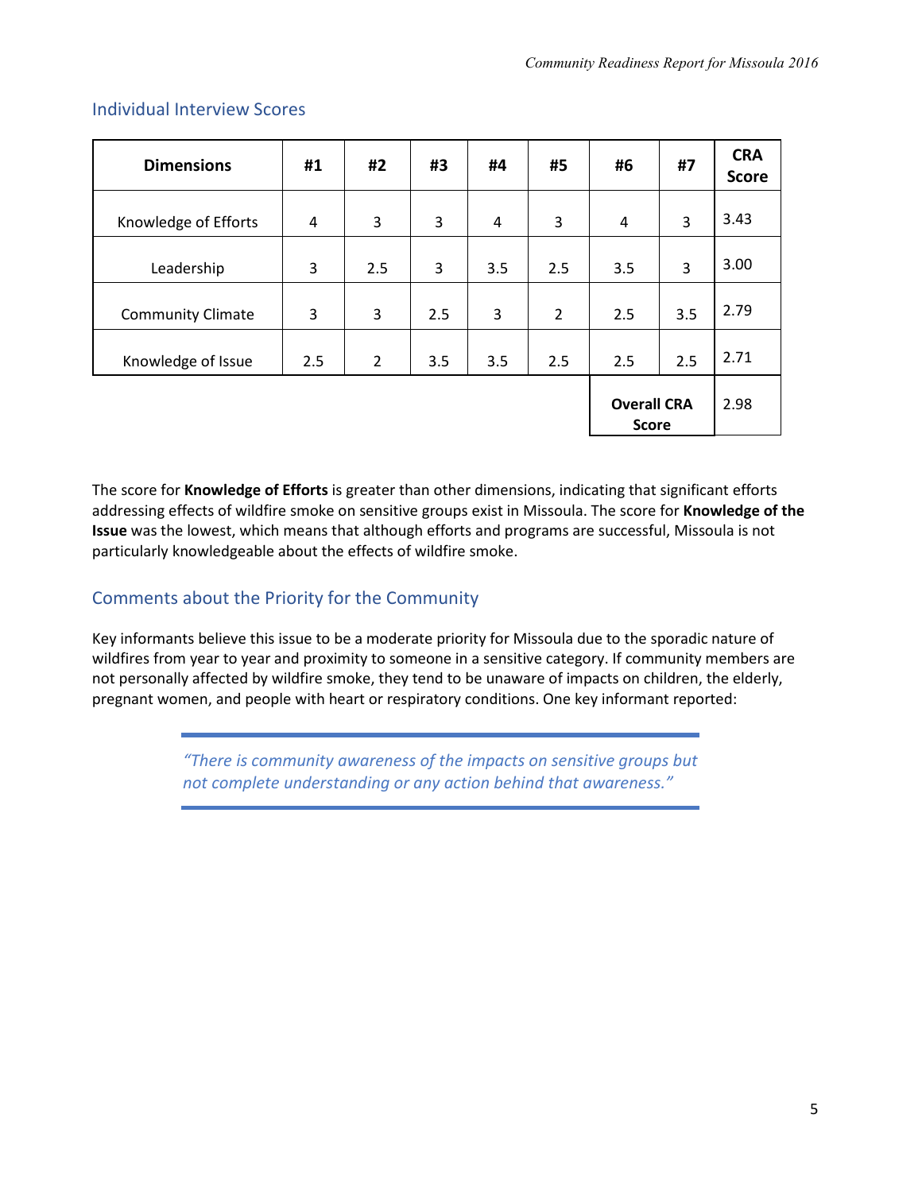## Individual Interview Scores

| Dimensions | #1 | #2 | #3 | #4 | #5 | #6 | #7 | CRA Score |
|---|---|---|---|---|---|---|---|---|
| Knowledge of Efforts | 4 | 3 | 3 | 4 | 3 | 4 | 3 | 3.43 |
| Leadership | 3 | 2.5 | 3 | 3.5 | 2.5 | 3.5 | 3 | 3.00 |
| Community Climate | 3 | 3 | 2.5 | 3 | 2 | 2.5 | 3.5 | 2.79 |
| Knowledge of Issue | 2.5 | 2 | 3.5 | 3.5 | 2.5 | 2.5 | 2.5 | 2.71 |
| | | | | | | **Overall CRA Score** | | 2.98 |

The score for **Knowledge of Efforts** is greater than other dimensions, indicating that significant efforts addressing effects of wildfire smoke on sensitive groups exist in Missoula. The score for **Knowledge of the Issue** was the lowest, which means that although efforts and programs are successful, Missoula is not particularly knowledgeable about the effects of wildfire smoke.

## Comments about the Priority for the Community

Key informants believe this issue to be a moderate priority for Missoula due to the sporadic nature of wildfires from year to year and proximity to someone in a sensitive category. If community members are not personally affected by wildfire smoke, they tend to be unaware of impacts on children, the elderly, pregnant women, and people with heart or respiratory conditions. One key informant reported:

> *"There is community awareness of the impacts on sensitive groups but not complete understanding or any action behind that awareness."*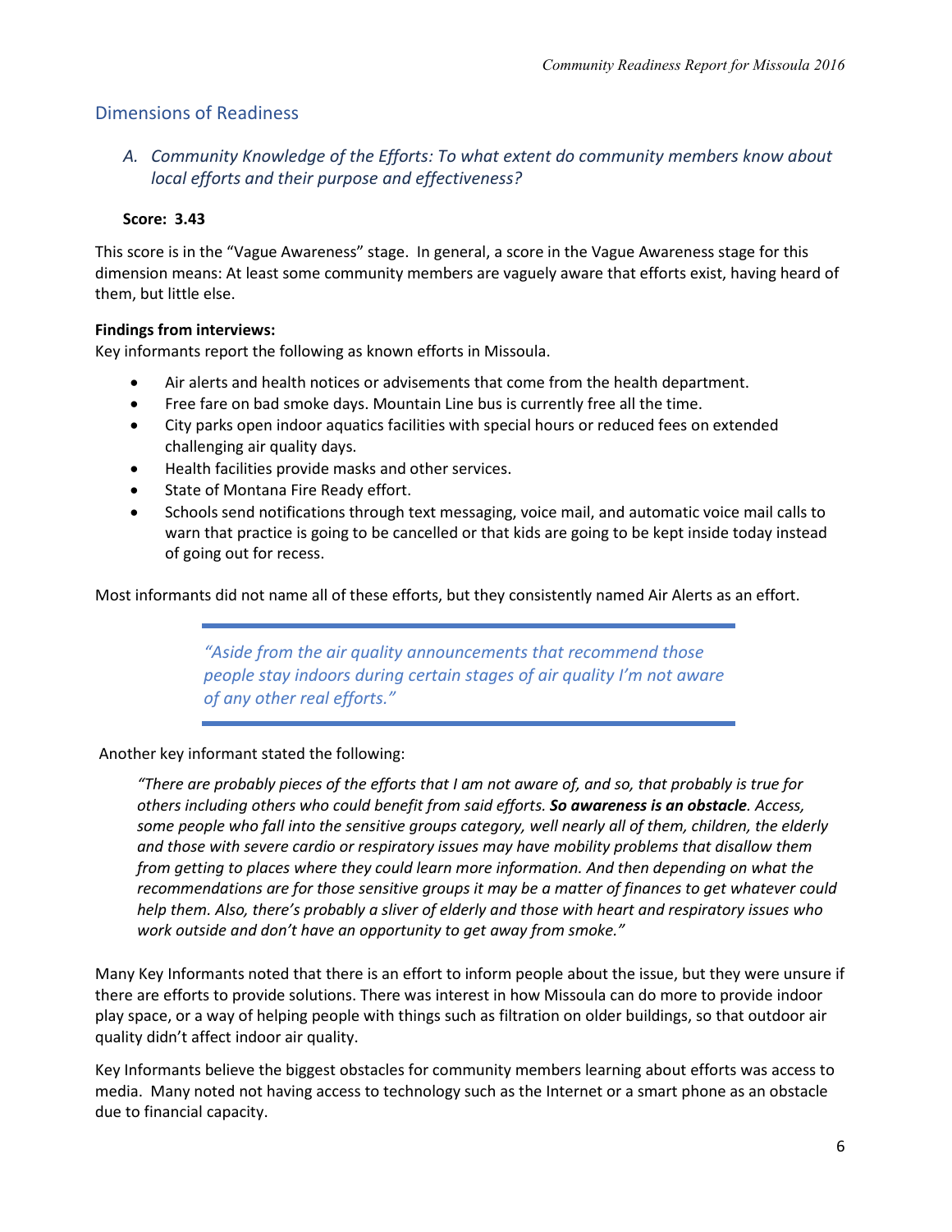## Dimensions of Readiness

### *A. Community Knowledge of the Efforts: To what extent do community members know about local efforts and their purpose and effectiveness?*

**Score: 3.43**

This score is in the "Vague Awareness" stage. In general, a score in the Vague Awareness stage for this dimension means: At least some community members are vaguely aware that efforts exist, having heard of them, but little else.

**Findings from interviews:**

Key informants report the following as known efforts in Missoula.

- Air alerts and health notices or advisements that come from the health department.
- Free fare on bad smoke days. Mountain Line bus is currently free all the time.
- City parks open indoor aquatics facilities with special hours or reduced fees on extended challenging air quality days.
- Health facilities provide masks and other services.
- State of Montana Fire Ready effort.
- Schools send notifications through text messaging, voice mail, and automatic voice mail calls to warn that practice is going to be cancelled or that kids are going to be kept inside today instead of going out for recess.

Most informants did not name all of these efforts, but they consistently named Air Alerts as an effort.

> *"Aside from the air quality announcements that recommend those people stay indoors during certain stages of air quality I'm not aware of any other real efforts."*

Another key informant stated the following:

> *"There are probably pieces of the efforts that I am not aware of, and so, that probably is true for others including others who could benefit from said efforts. **So awareness is an obstacle**. Access, some people who fall into the sensitive groups category, well nearly all of them, children, the elderly and those with severe cardio or respiratory issues may have mobility problems that disallow them from getting to places where they could learn more information. And then depending on what the recommendations are for those sensitive groups it may be a matter of finances to get whatever could help them. Also, there's probably a sliver of elderly and those with heart and respiratory issues who work outside and don't have an opportunity to get away from smoke."*

Many Key Informants noted that there is an effort to inform people about the issue, but they were unsure if there are efforts to provide solutions. There was interest in how Missoula can do more to provide indoor play space, or a way of helping people with things such as filtration on older buildings, so that outdoor air quality didn't affect indoor air quality.

Key Informants believe the biggest obstacles for community members learning about efforts was access to media. Many noted not having access to technology such as the Internet or a smart phone as an obstacle due to financial capacity.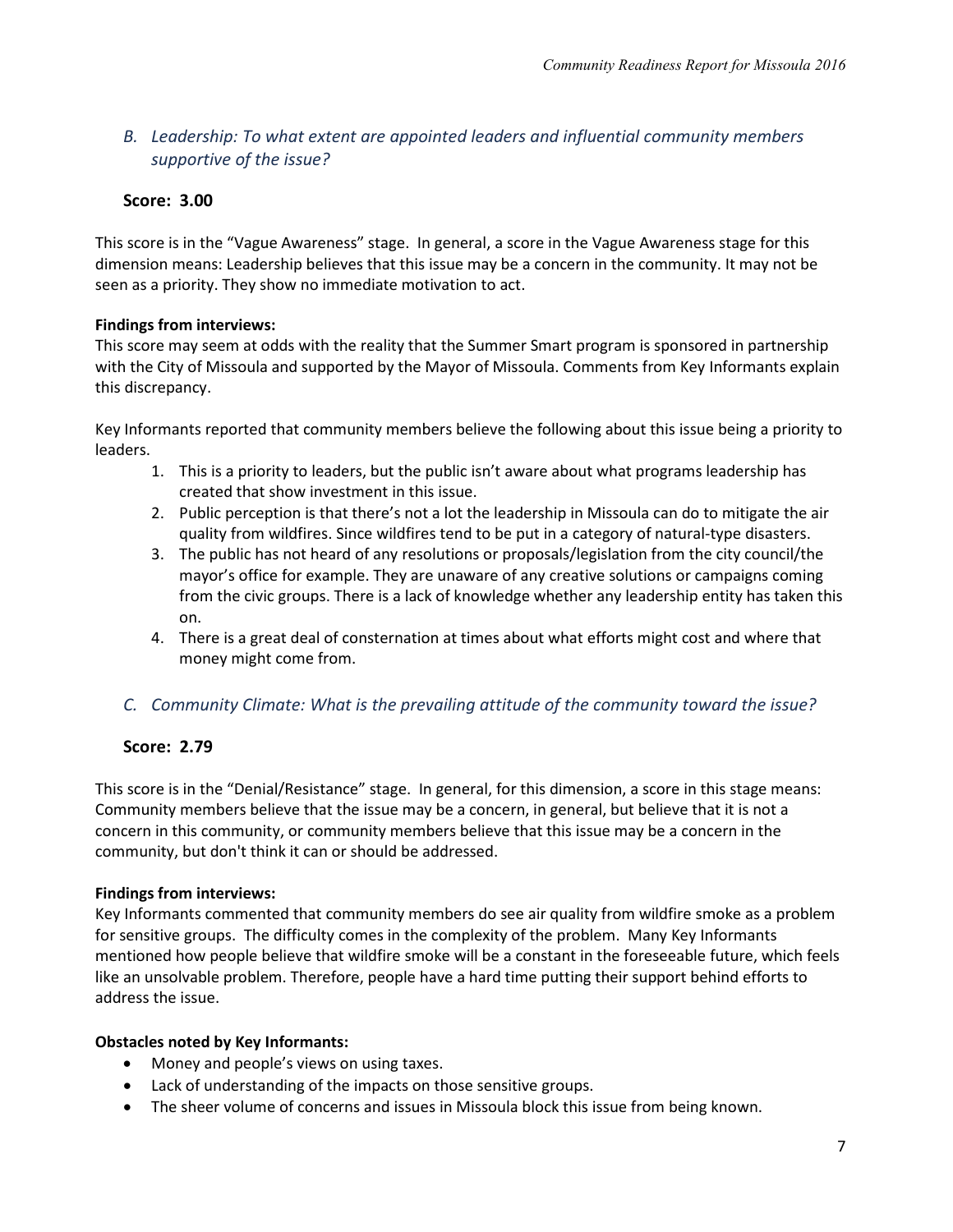## *B. Leadership: To what extent are appointed leaders and influential community members supportive of the issue?*

**Score: 3.00**

This score is in the "Vague Awareness" stage. In general, a score in the Vague Awareness stage for this dimension means: Leadership believes that this issue may be a concern in the community. It may not be seen as a priority. They show no immediate motivation to act.

**Findings from interviews:**

This score may seem at odds with the reality that the Summer Smart program is sponsored in partnership with the City of Missoula and supported by the Mayor of Missoula. Comments from Key Informants explain this discrepancy.

Key Informants reported that community members believe the following about this issue being a priority to leaders.

1. This is a priority to leaders, but the public isn't aware about what programs leadership has created that show investment in this issue.
2. Public perception is that there's not a lot the leadership in Missoula can do to mitigate the air quality from wildfires. Since wildfires tend to be put in a category of natural-type disasters.
3. The public has not heard of any resolutions or proposals/legislation from the city council/the mayor's office for example. They are unaware of any creative solutions or campaigns coming from the civic groups. There is a lack of knowledge whether any leadership entity has taken this on.
4. There is a great deal of consternation at times about what efforts might cost and where that money might come from.

## *C. Community Climate: What is the prevailing attitude of the community toward the issue?*

**Score: 2.79**

This score is in the "Denial/Resistance" stage. In general, for this dimension, a score in this stage means: Community members believe that the issue may be a concern, in general, but believe that it is not a concern in this community, or community members believe that this issue may be a concern in the community, but don't think it can or should be addressed.

**Findings from interviews:**

Key Informants commented that community members do see air quality from wildfire smoke as a problem for sensitive groups. The difficulty comes in the complexity of the problem. Many Key Informants mentioned how people believe that wildfire smoke will be a constant in the foreseeable future, which feels like an unsolvable problem. Therefore, people have a hard time putting their support behind efforts to address the issue.

**Obstacles noted by Key Informants:**

- Money and people's views on using taxes.
- Lack of understanding of the impacts on those sensitive groups.
- The sheer volume of concerns and issues in Missoula block this issue from being known.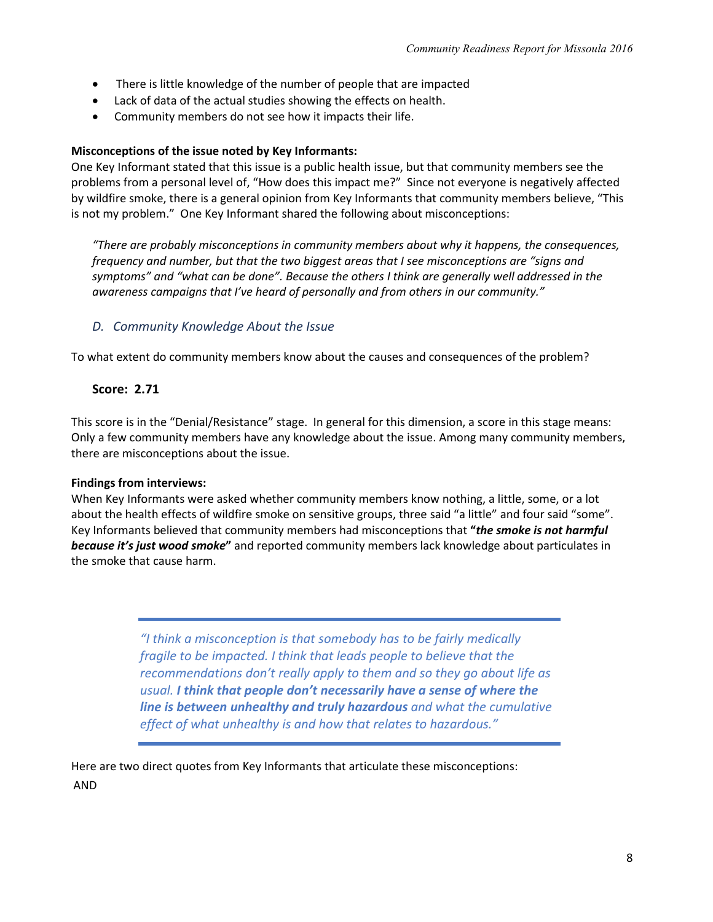- There is little knowledge of the number of people that are impacted
- Lack of data of the actual studies showing the effects on health.
- Community members do not see how it impacts their life.

**Misconceptions of the issue noted by Key Informants:**
One Key Informant stated that this issue is a public health issue, but that community members see the problems from a personal level of, "How does this impact me?" Since not everyone is negatively affected by wildfire smoke, there is a general opinion from Key Informants that community members believe, "This is not my problem." One Key Informant shared the following about misconceptions:

> *"There are probably misconceptions in community members about why it happens, the consequences, frequency and number, but that the two biggest areas that I see misconceptions are "signs and symptoms" and "what can be done". Because the others I think are generally well addressed in the awareness campaigns that I've heard of personally and from others in our community."*

### *D. Community Knowledge About the Issue*

To what extent do community members know about the causes and consequences of the problem?

**Score: 2.71**

This score is in the "Denial/Resistance" stage. In general for this dimension, a score in this stage means: Only a few community members have any knowledge about the issue. Among many community members, there are misconceptions about the issue.

**Findings from interviews:**
When Key Informants were asked whether community members know nothing, a little, some, or a lot about the health effects of wildfire smoke on sensitive groups, three said "a little" and four said "some". Key Informants believed that community members had misconceptions that **"*the smoke is not harmful because it's just wood smoke*"** and reported community members lack knowledge about particulates in the smoke that cause harm.

> *"I think a misconception is that somebody has to be fairly medically fragile to be impacted. I think that leads people to believe that the recommendations don't really apply to them and so they go about life as usual.* ***I think that people don't necessarily have a sense of where the line is between unhealthy and truly hazardous*** *and what the cumulative effect of what unhealthy is and how that relates to hazardous."*

Here are two direct quotes from Key Informants that articulate these misconceptions:
AND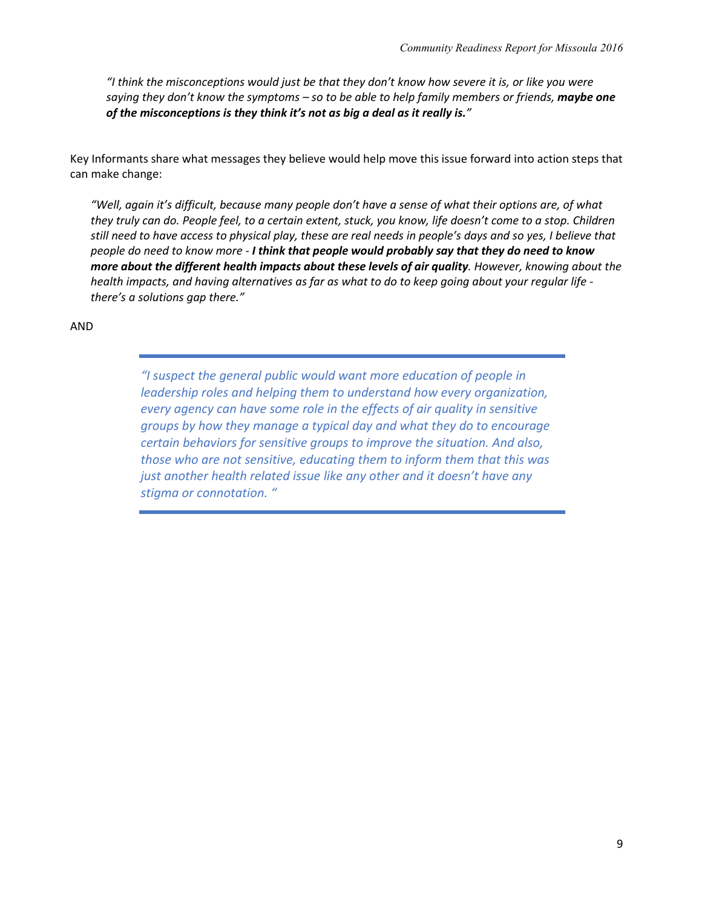*"I think the misconceptions would just be that they don't know how severe it is, or like you were saying they don't know the symptoms – so to be able to help family members or friends,* ***maybe one of the misconceptions is they think it's not as big a deal as it really is.****"*

Key Informants share what messages they believe would help move this issue forward into action steps that can make change:

*"Well, again it's difficult, because many people don't have a sense of what their options are, of what they truly can do. People feel, to a certain extent, stuck, you know, life doesn't come to a stop. Children still need to have access to physical play, these are real needs in people's days and so yes, I believe that people do need to know more -* ***I think that people would probably say that they do need to know more about the different health impacts about these levels of air quality****. However, knowing about the health impacts, and having alternatives as far as what to do to keep going about your regular life - there's a solutions gap there."*

AND

> *"I suspect the general public would want more education of people in leadership roles and helping them to understand how every organization, every agency can have some role in the effects of air quality in sensitive groups by how they manage a typical day and what they do to encourage certain behaviors for sensitive groups to improve the situation. And also, those who are not sensitive, educating them to inform them that this was just another health related issue like any other and it doesn't have any stigma or connotation. "*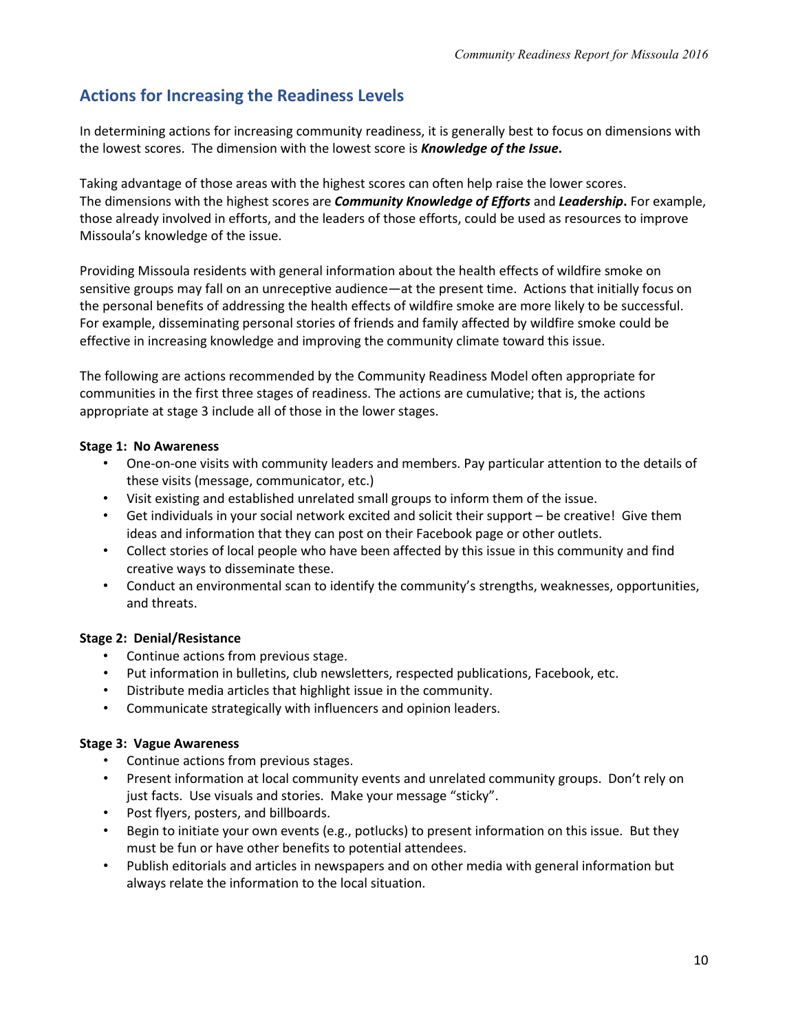## Actions for Increasing the Readiness Levels

In determining actions for increasing community readiness, it is generally best to focus on dimensions with the lowest scores. The dimension with the lowest score is ***Knowledge of the Issue*.**

Taking advantage of those areas with the highest scores can often help raise the lower scores. The dimensions with the highest scores are ***Community Knowledge of Efforts*** and ***Leadership*.** For example, those already involved in efforts, and the leaders of those efforts, could be used as resources to improve Missoula's knowledge of the issue.

Providing Missoula residents with general information about the health effects of wildfire smoke on sensitive groups may fall on an unreceptive audience—at the present time. Actions that initially focus on the personal benefits of addressing the health effects of wildfire smoke are more likely to be successful. For example, disseminating personal stories of friends and family affected by wildfire smoke could be effective in increasing knowledge and improving the community climate toward this issue.

The following are actions recommended by the Community Readiness Model often appropriate for communities in the first three stages of readiness. The actions are cumulative; that is, the actions appropriate at stage 3 include all of those in the lower stages.

**Stage 1: No Awareness**

- One-on-one visits with community leaders and members. Pay particular attention to the details of these visits (message, communicator, etc.)
- Visit existing and established unrelated small groups to inform them of the issue.
- Get individuals in your social network excited and solicit their support – be creative! Give them ideas and information that they can post on their Facebook page or other outlets.
- Collect stories of local people who have been affected by this issue in this community and find creative ways to disseminate these.
- Conduct an environmental scan to identify the community's strengths, weaknesses, opportunities, and threats.

**Stage 2: Denial/Resistance**

- Continue actions from previous stage.
- Put information in bulletins, club newsletters, respected publications, Facebook, etc.
- Distribute media articles that highlight issue in the community.
- Communicate strategically with influencers and opinion leaders.

**Stage 3: Vague Awareness**

- Continue actions from previous stages.
- Present information at local community events and unrelated community groups. Don't rely on just facts. Use visuals and stories. Make your message "sticky".
- Post flyers, posters, and billboards.
- Begin to initiate your own events (e.g., potlucks) to present information on this issue. But they must be fun or have other benefits to potential attendees.
- Publish editorials and articles in newspapers and on other media with general information but always relate the information to the local situation.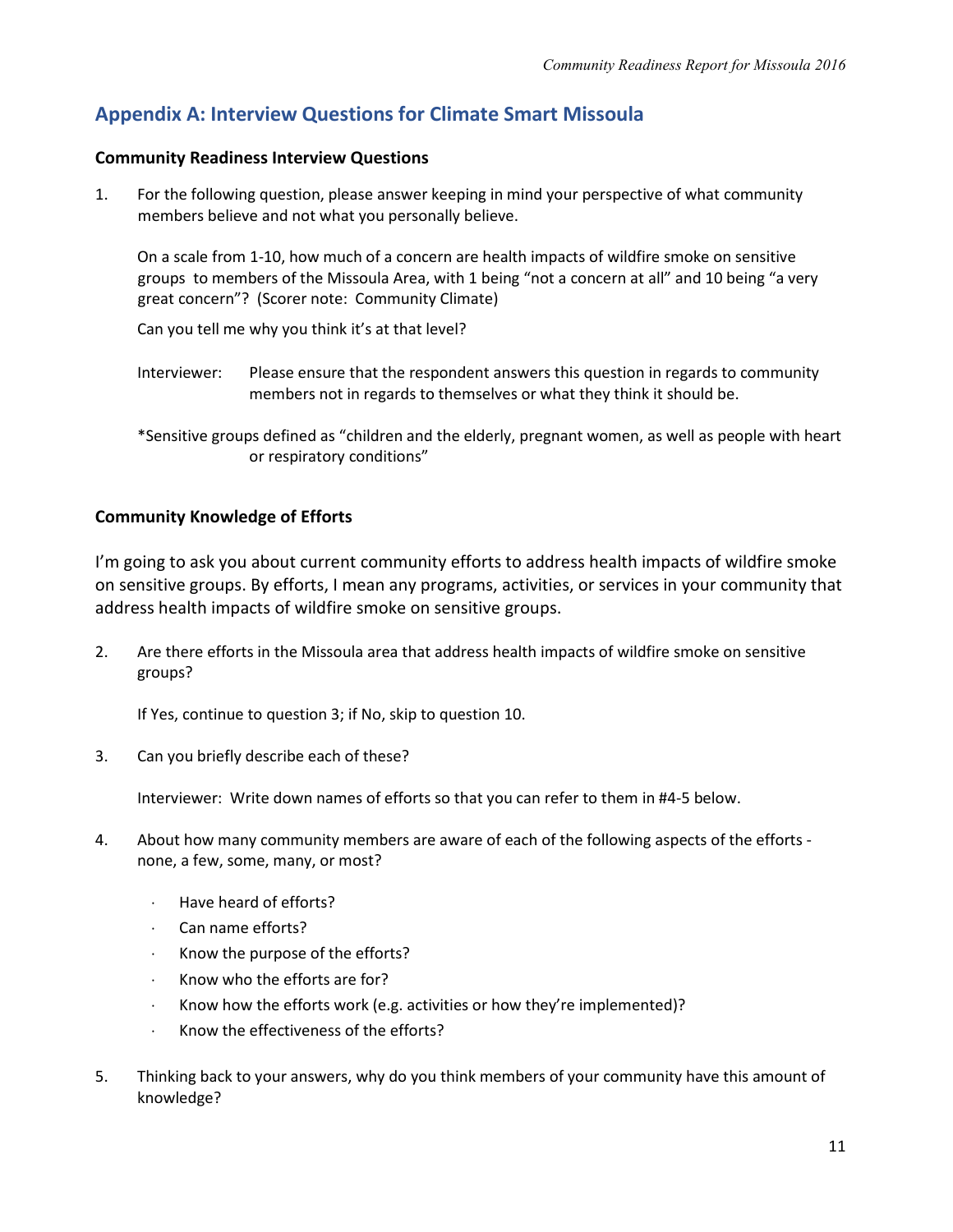## Appendix A: Interview Questions for Climate Smart Missoula

### Community Readiness Interview Questions

1. For the following question, please answer keeping in mind your perspective of what community members believe and not what you personally believe.

   On a scale from 1-10, how much of a concern are health impacts of wildfire smoke on sensitive groups to members of the Missoula Area, with 1 being "not a concern at all" and 10 being "a very great concern"? (Scorer note: Community Climate)

   Can you tell me why you think it's at that level?

   Interviewer: Please ensure that the respondent answers this question in regards to community members not in regards to themselves or what they think it should be.

   *Sensitive groups defined as "children and the elderly, pregnant women, as well as people with heart or respiratory conditions"

### Community Knowledge of Efforts

I'm going to ask you about current community efforts to address health impacts of wildfire smoke on sensitive groups. By efforts, I mean any programs, activities, or services in your community that address health impacts of wildfire smoke on sensitive groups.

2. Are there efforts in the Missoula area that address health impacts of wildfire smoke on sensitive groups?

   If Yes, continue to question 3; if No, skip to question 10.

3. Can you briefly describe each of these?

   Interviewer: Write down names of efforts so that you can refer to them in #4-5 below.

4. About how many community members are aware of each of the following aspects of the efforts - none, a few, some, many, or most?

   - Have heard of efforts?
   - Can name efforts?
   - Know the purpose of the efforts?
   - Know who the efforts are for?
   - Know how the efforts work (e.g. activities or how they're implemented)?
   - Know the effectiveness of the efforts?

5. Thinking back to your answers, why do you think members of your community have this amount of knowledge?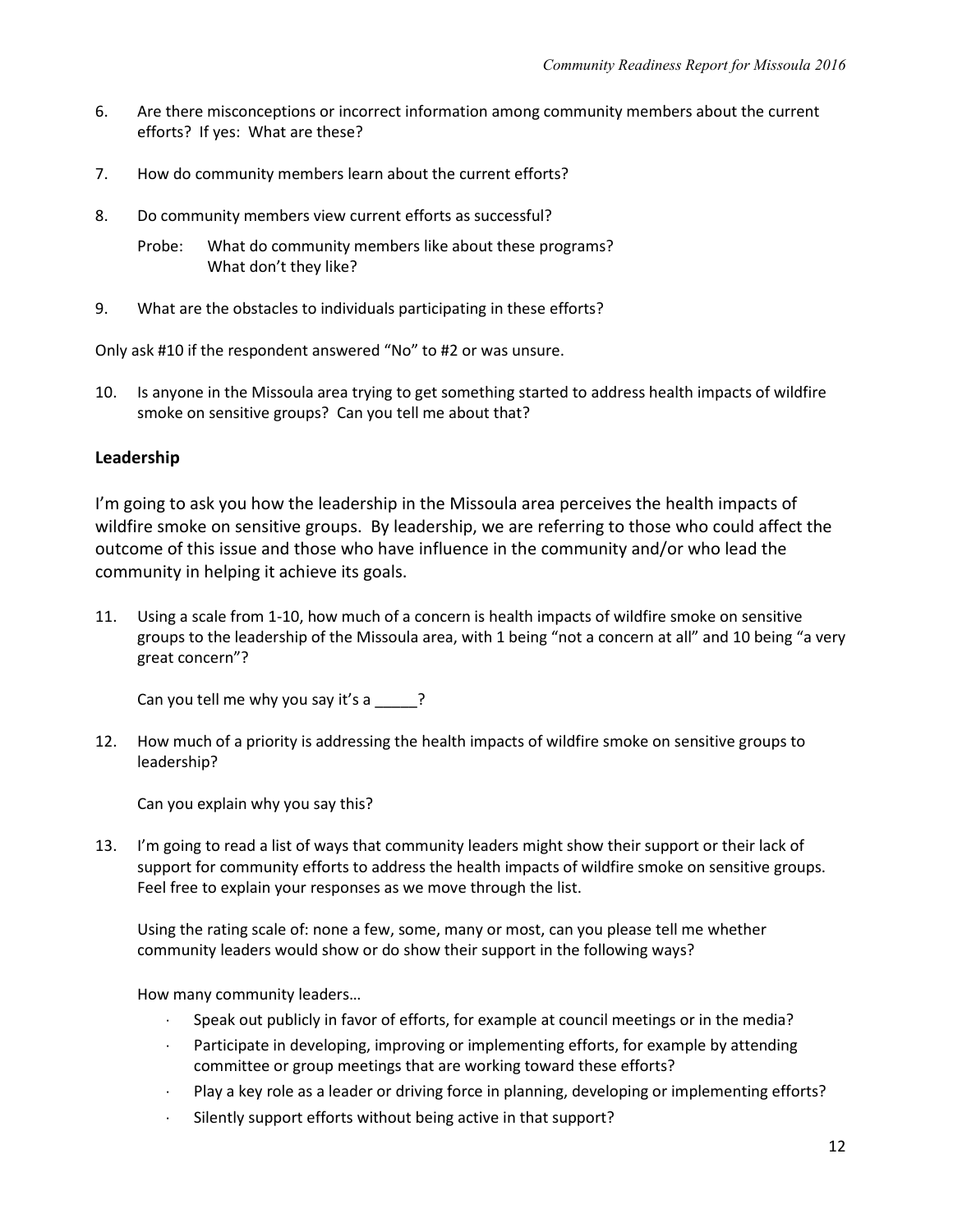6. Are there misconceptions or incorrect information among community members about the current efforts? If yes: What are these?

7. How do community members learn about the current efforts?

8. Do community members view current efforts as successful?

   Probe: What do community members like about these programs?
   What don't they like?

9. What are the obstacles to individuals participating in these efforts?

Only ask #10 if the respondent answered "No" to #2 or was unsure.

10. Is anyone in the Missoula area trying to get something started to address health impacts of wildfire smoke on sensitive groups? Can you tell me about that?

## Leadership

I'm going to ask you how the leadership in the Missoula area perceives the health impacts of wildfire smoke on sensitive groups. By leadership, we are referring to those who could affect the outcome of this issue and those who have influence in the community and/or who lead the community in helping it achieve its goals.

11. Using a scale from 1-10, how much of a concern is health impacts of wildfire smoke on sensitive groups to the leadership of the Missoula area, with 1 being "not a concern at all" and 10 being "a very great concern"?

    Can you tell me why you say it's a _____?

12. How much of a priority is addressing the health impacts of wildfire smoke on sensitive groups to leadership?

    Can you explain why you say this?

13. I'm going to read a list of ways that community leaders might show their support or their lack of support for community efforts to address the health impacts of wildfire smoke on sensitive groups. Feel free to explain your responses as we move through the list.

    Using the rating scale of: none a few, some, many or most, can you please tell me whether community leaders would show or do show their support in the following ways?

    How many community leaders…

    - Speak out publicly in favor of efforts, for example at council meetings or in the media?
    - Participate in developing, improving or implementing efforts, for example by attending committee or group meetings that are working toward these efforts?
    - Play a key role as a leader or driving force in planning, developing or implementing efforts?
    - Silently support efforts without being active in that support?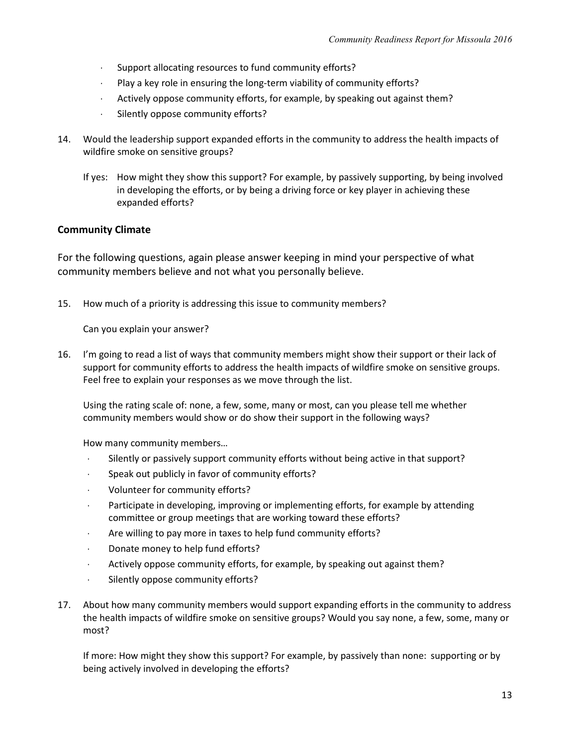- Support allocating resources to fund community efforts?
- Play a key role in ensuring the long-term viability of community efforts?
- Actively oppose community efforts, for example, by speaking out against them?
- Silently oppose community efforts?

14. Would the leadership support expanded efforts in the community to address the health impacts of wildfire smoke on sensitive groups?

    If yes: How might they show this support? For example, by passively supporting, by being involved in developing the efforts, or by being a driving force or key player in achieving these expanded efforts?

### Community Climate

For the following questions, again please answer keeping in mind your perspective of what community members believe and not what you personally believe.

15. How much of a priority is addressing this issue to community members?

    Can you explain your answer?

16. I'm going to read a list of ways that community members might show their support or their lack of support for community efforts to address the health impacts of wildfire smoke on sensitive groups. Feel free to explain your responses as we move through the list.

    Using the rating scale of: none, a few, some, many or most, can you please tell me whether community members would show or do show their support in the following ways?

    How many community members…

    - Silently or passively support community efforts without being active in that support?
    - Speak out publicly in favor of community efforts?
    - Volunteer for community efforts?
    - Participate in developing, improving or implementing efforts, for example by attending committee or group meetings that are working toward these efforts?
    - Are willing to pay more in taxes to help fund community efforts?
    - Donate money to help fund efforts?
    - Actively oppose community efforts, for example, by speaking out against them?
    - Silently oppose community efforts?

17. About how many community members would support expanding efforts in the community to address the health impacts of wildfire smoke on sensitive groups? Would you say none, a few, some, many or most?

    If more: How might they show this support? For example, by passively than none: supporting or by being actively involved in developing the efforts?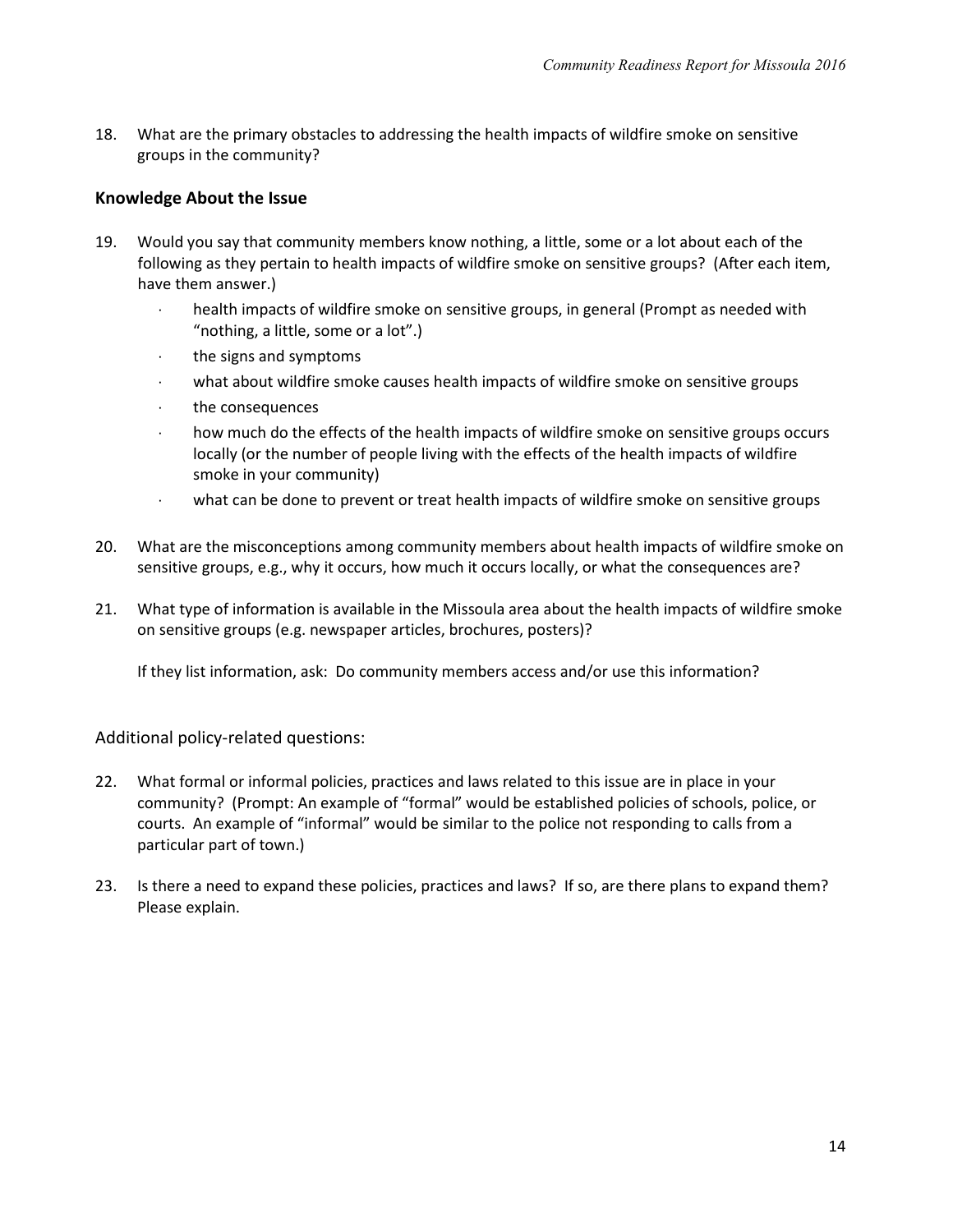18. What are the primary obstacles to addressing the health impacts of wildfire smoke on sensitive groups in the community?

## Knowledge About the Issue

19. Would you say that community members know nothing, a little, some or a lot about each of the following as they pertain to health impacts of wildfire smoke on sensitive groups? (After each item, have them answer.)
    - health impacts of wildfire smoke on sensitive groups, in general (Prompt as needed with "nothing, a little, some or a lot".)
    - the signs and symptoms
    - what about wildfire smoke causes health impacts of wildfire smoke on sensitive groups
    - the consequences
    - how much do the effects of the health impacts of wildfire smoke on sensitive groups occurs locally (or the number of people living with the effects of the health impacts of wildfire smoke in your community)
    - what can be done to prevent or treat health impacts of wildfire smoke on sensitive groups

20. What are the misconceptions among community members about health impacts of wildfire smoke on sensitive groups, e.g., why it occurs, how much it occurs locally, or what the consequences are?

21. What type of information is available in the Missoula area about the health impacts of wildfire smoke on sensitive groups (e.g. newspaper articles, brochures, posters)?

    If they list information, ask: Do community members access and/or use this information?

Additional policy-related questions:

22. What formal or informal policies, practices and laws related to this issue are in place in your community? (Prompt: An example of "formal" would be established policies of schools, police, or courts. An example of "informal" would be similar to the police not responding to calls from a particular part of town.)

23. Is there a need to expand these policies, practices and laws? If so, are there plans to expand them? Please explain.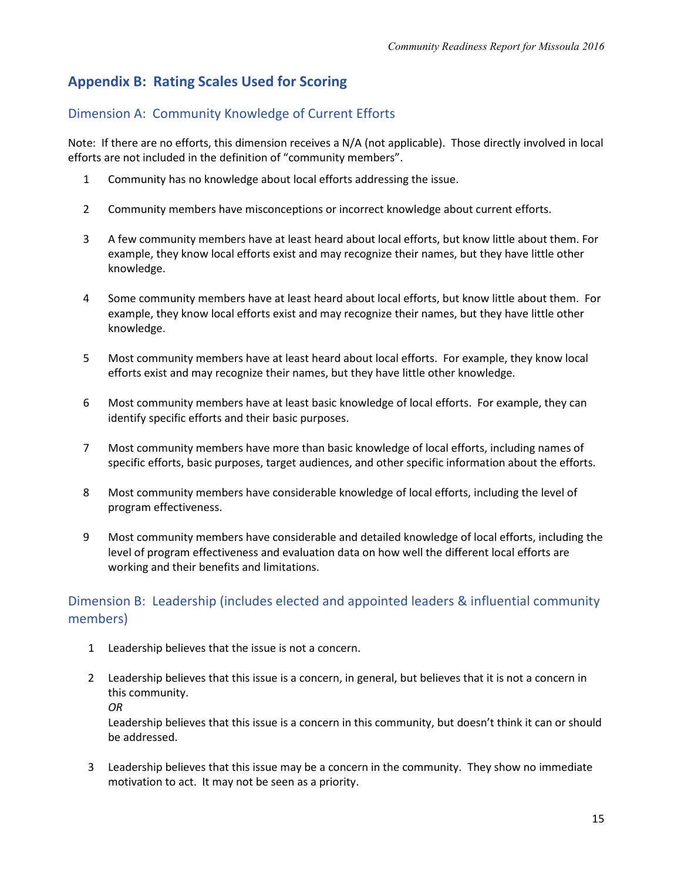## Appendix B: Rating Scales Used for Scoring

### Dimension A: Community Knowledge of Current Efforts

Note: If there are no efforts, this dimension receives a N/A (not applicable). Those directly involved in local efforts are not included in the definition of "community members".

1 Community has no knowledge about local efforts addressing the issue.

2 Community members have misconceptions or incorrect knowledge about current efforts.

3 A few community members have at least heard about local efforts, but know little about them. For example, they know local efforts exist and may recognize their names, but they have little other knowledge.

4 Some community members have at least heard about local efforts, but know little about them. For example, they know local efforts exist and may recognize their names, but they have little other knowledge.

5 Most community members have at least heard about local efforts. For example, they know local efforts exist and may recognize their names, but they have little other knowledge.

6 Most community members have at least basic knowledge of local efforts. For example, they can identify specific efforts and their basic purposes.

7 Most community members have more than basic knowledge of local efforts, including names of specific efforts, basic purposes, target audiences, and other specific information about the efforts.

8 Most community members have considerable knowledge of local efforts, including the level of program effectiveness.

9 Most community members have considerable and detailed knowledge of local efforts, including the level of program effectiveness and evaluation data on how well the different local efforts are working and their benefits and limitations.

### Dimension B: Leadership (includes elected and appointed leaders & influential community members)

1 Leadership believes that the issue is not a concern.

2 Leadership believes that this issue is a concern, in general, but believes that it is not a concern in this community.
*OR*
Leadership believes that this issue is a concern in this community, but doesn't think it can or should be addressed.

3 Leadership believes that this issue may be a concern in the community. They show no immediate motivation to act. It may not be seen as a priority.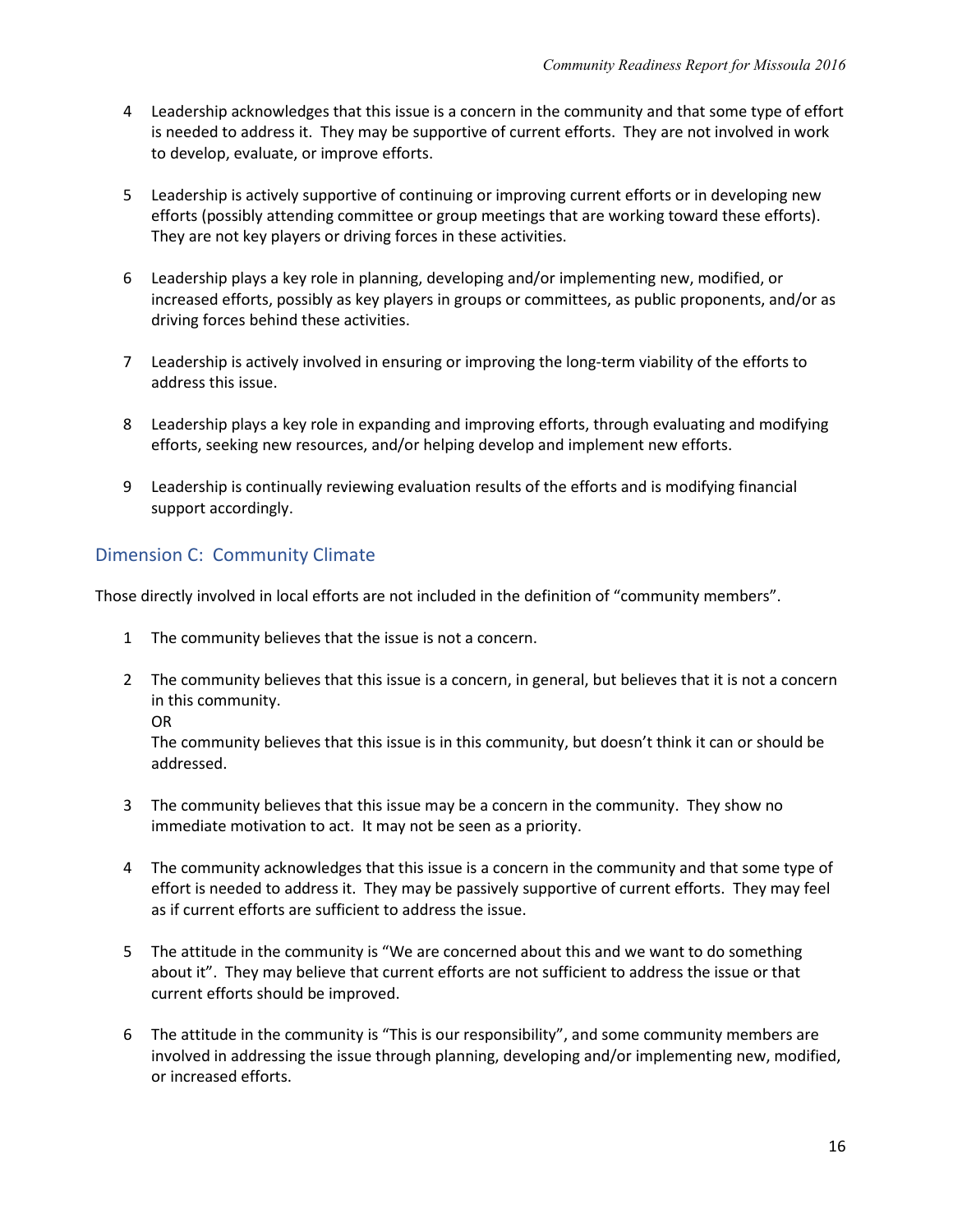4 Leadership acknowledges that this issue is a concern in the community and that some type of effort is needed to address it. They may be supportive of current efforts. They are not involved in work to develop, evaluate, or improve efforts.

5 Leadership is actively supportive of continuing or improving current efforts or in developing new efforts (possibly attending committee or group meetings that are working toward these efforts). They are not key players or driving forces in these activities.

6 Leadership plays a key role in planning, developing and/or implementing new, modified, or increased efforts, possibly as key players in groups or committees, as public proponents, and/or as driving forces behind these activities.

7 Leadership is actively involved in ensuring or improving the long-term viability of the efforts to address this issue.

8 Leadership plays a key role in expanding and improving efforts, through evaluating and modifying efforts, seeking new resources, and/or helping develop and implement new efforts.

9 Leadership is continually reviewing evaluation results of the efforts and is modifying financial support accordingly.

## Dimension C: Community Climate

Those directly involved in local efforts are not included in the definition of "community members".

1 The community believes that the issue is not a concern.

2 The community believes that this issue is a concern, in general, but believes that it is not a concern in this community.
OR
The community believes that this issue is in this community, but doesn't think it can or should be addressed.

3 The community believes that this issue may be a concern in the community. They show no immediate motivation to act. It may not be seen as a priority.

4 The community acknowledges that this issue is a concern in the community and that some type of effort is needed to address it. They may be passively supportive of current efforts. They may feel as if current efforts are sufficient to address the issue.

5 The attitude in the community is "We are concerned about this and we want to do something about it". They may believe that current efforts are not sufficient to address the issue or that current efforts should be improved.

6 The attitude in the community is "This is our responsibility", and some community members are involved in addressing the issue through planning, developing and/or implementing new, modified, or increased efforts.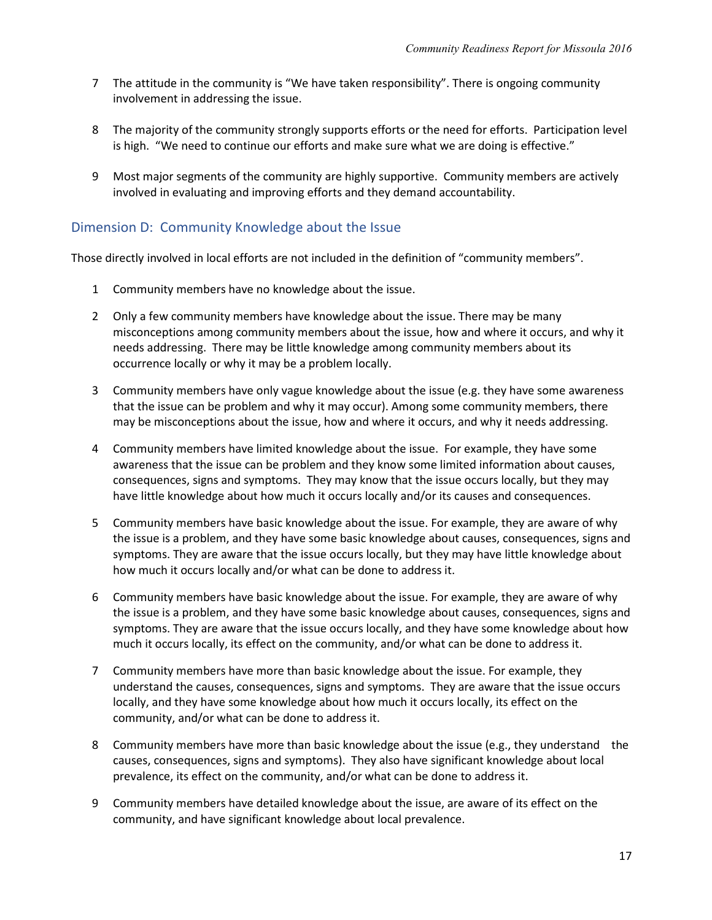7 The attitude in the community is "We have taken responsibility". There is ongoing community involvement in addressing the issue.

8 The majority of the community strongly supports efforts or the need for efforts. Participation level is high. "We need to continue our efforts and make sure what we are doing is effective."

9 Most major segments of the community are highly supportive. Community members are actively involved in evaluating and improving efforts and they demand accountability.

## Dimension D: Community Knowledge about the Issue

Those directly involved in local efforts are not included in the definition of "community members".

1 Community members have no knowledge about the issue.

2 Only a few community members have knowledge about the issue. There may be many misconceptions among community members about the issue, how and where it occurs, and why it needs addressing. There may be little knowledge among community members about its occurrence locally or why it may be a problem locally.

3 Community members have only vague knowledge about the issue (e.g. they have some awareness that the issue can be problem and why it may occur). Among some community members, there may be misconceptions about the issue, how and where it occurs, and why it needs addressing.

4 Community members have limited knowledge about the issue. For example, they have some awareness that the issue can be problem and they know some limited information about causes, consequences, signs and symptoms. They may know that the issue occurs locally, but they may have little knowledge about how much it occurs locally and/or its causes and consequences.

5 Community members have basic knowledge about the issue. For example, they are aware of why the issue is a problem, and they have some basic knowledge about causes, consequences, signs and symptoms. They are aware that the issue occurs locally, but they may have little knowledge about how much it occurs locally and/or what can be done to address it.

6 Community members have basic knowledge about the issue. For example, they are aware of why the issue is a problem, and they have some basic knowledge about causes, consequences, signs and symptoms. They are aware that the issue occurs locally, and they have some knowledge about how much it occurs locally, its effect on the community, and/or what can be done to address it.

7 Community members have more than basic knowledge about the issue. For example, they understand the causes, consequences, signs and symptoms. They are aware that the issue occurs locally, and they have some knowledge about how much it occurs locally, its effect on the community, and/or what can be done to address it.

8 Community members have more than basic knowledge about the issue (e.g., they understand the causes, consequences, signs and symptoms). They also have significant knowledge about local prevalence, its effect on the community, and/or what can be done to address it.

9 Community members have detailed knowledge about the issue, are aware of its effect on the community, and have significant knowledge about local prevalence.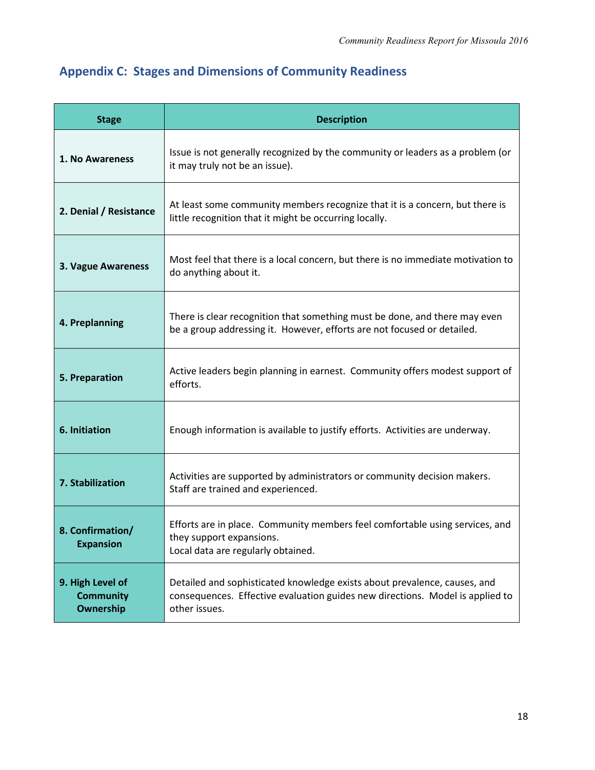## Appendix C: Stages and Dimensions of Community Readiness

| Stage | Description |
|---|---|
| **1. No Awareness** | Issue is not generally recognized by the community or leaders as a problem (or it may truly not be an issue). |
| **2. Denial / Resistance** | At least some community members recognize that it is a concern, but there is little recognition that it might be occurring locally. |
| **3. Vague Awareness** | Most feel that there is a local concern, but there is no immediate motivation to do anything about it. |
| **4. Preplanning** | There is clear recognition that something must be done, and there may even be a group addressing it. However, efforts are not focused or detailed. |
| **5. Preparation** | Active leaders begin planning in earnest. Community offers modest support of efforts. |
| **6. Initiation** | Enough information is available to justify efforts. Activities are underway. |
| **7. Stabilization** | Activities are supported by administrators or community decision makers. Staff are trained and experienced. |
| **8. Confirmation/ Expansion** | Efforts are in place. Community members feel comfortable using services, and they support expansions. Local data are regularly obtained. |
| **9. High Level of Community Ownership** | Detailed and sophisticated knowledge exists about prevalence, causes, and consequences. Effective evaluation guides new directions. Model is applied to other issues. |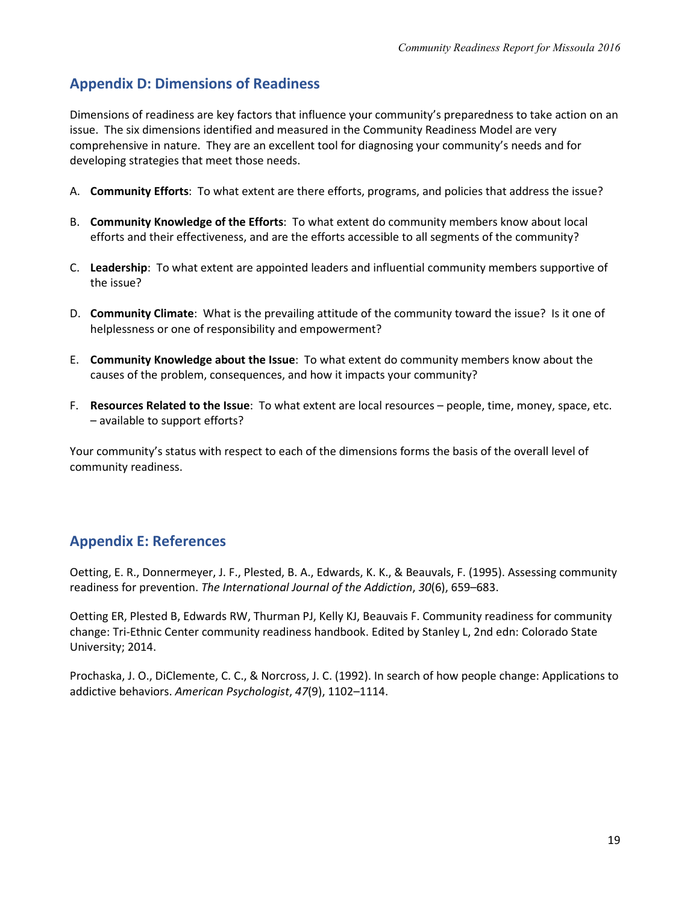## Appendix D: Dimensions of Readiness

Dimensions of readiness are key factors that influence your community's preparedness to take action on an issue. The six dimensions identified and measured in the Community Readiness Model are very comprehensive in nature. They are an excellent tool for diagnosing your community's needs and for developing strategies that meet those needs.

A. **Community Efforts**: To what extent are there efforts, programs, and policies that address the issue?

B. **Community Knowledge of the Efforts**: To what extent do community members know about local efforts and their effectiveness, and are the efforts accessible to all segments of the community?

C. **Leadership**: To what extent are appointed leaders and influential community members supportive of the issue?

D. **Community Climate**: What is the prevailing attitude of the community toward the issue? Is it one of helplessness or one of responsibility and empowerment?

E. **Community Knowledge about the Issue**: To what extent do community members know about the causes of the problem, consequences, and how it impacts your community?

F. **Resources Related to the Issue**: To what extent are local resources – people, time, money, space, etc. – available to support efforts?

Your community's status with respect to each of the dimensions forms the basis of the overall level of community readiness.

## Appendix E: References

Oetting, E. R., Donnermeyer, J. F., Plested, B. A., Edwards, K. K., & Beauvals, F. (1995). Assessing community readiness for prevention. *The International Journal of the Addiction*, *30*(6), 659–683.

Oetting ER, Plested B, Edwards RW, Thurman PJ, Kelly KJ, Beauvais F. Community readiness for community change: Tri-Ethnic Center community readiness handbook. Edited by Stanley L, 2nd edn: Colorado State University; 2014.

Prochaska, J. O., DiClemente, C. C., & Norcross, J. C. (1992). In search of how people change: Applications to addictive behaviors. *American Psychologist*, *47*(9), 1102–1114.